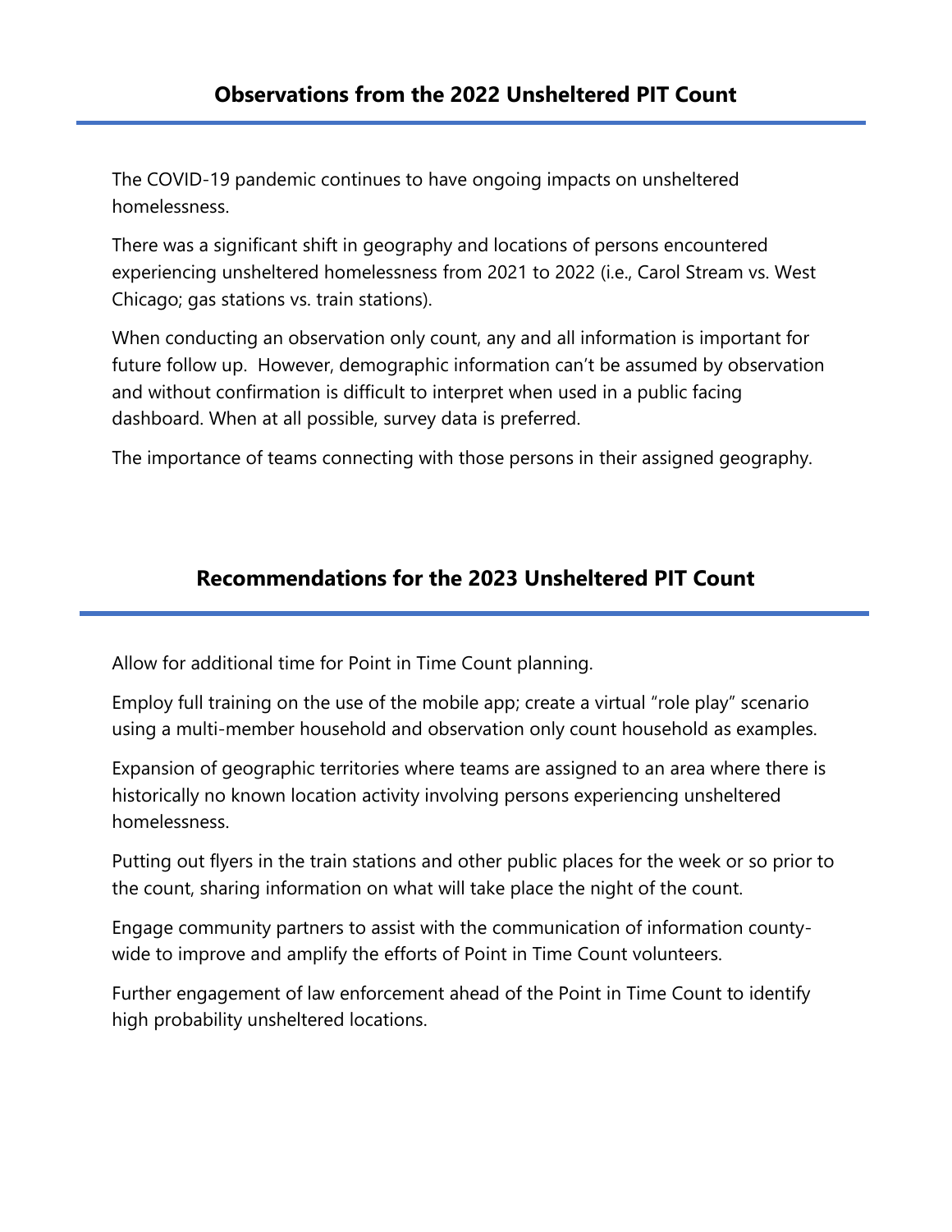## Observations from the 2022 Unsheltered PIT Count

The COVID-19 pandemic continues to have ongoing impacts on unsheltered homelessness.

There was a significant shift in geography and locations of persons encountered experiencing unsheltered homelessness from 2021 to 2022 (i.e., Carol Stream vs. West Chicago; gas stations vs. train stations).

When conducting an observation only count, any and all information is important for future follow up. However, demographic information can't be assumed by observation and without confirmation is difficult to interpret when used in a public facing dashboard. When at all possible, survey data is preferred.

The importance of teams connecting with those persons in their assigned geography.

## Recommendations for the 2023 Unsheltered PIT Count

Allow for additional time for Point in Time Count planning.

Employ full training on the use of the mobile app; create a virtual "role play" scenario using a multi-member household and observation only count household as examples.

Expansion of geographic territories where teams are assigned to an area where there is historically no known location activity involving persons experiencing unsheltered homelessness.

Putting out flyers in the train stations and other public places for the week or so prior to the count, sharing information on what will take place the night of the count.

Engage community partners to assist with the communication of information county-wide to improve and amplify the efforts of Point in Time Count volunteers.

Further engagement of law enforcement ahead of the Point in Time Count to identify high probability unsheltered locations.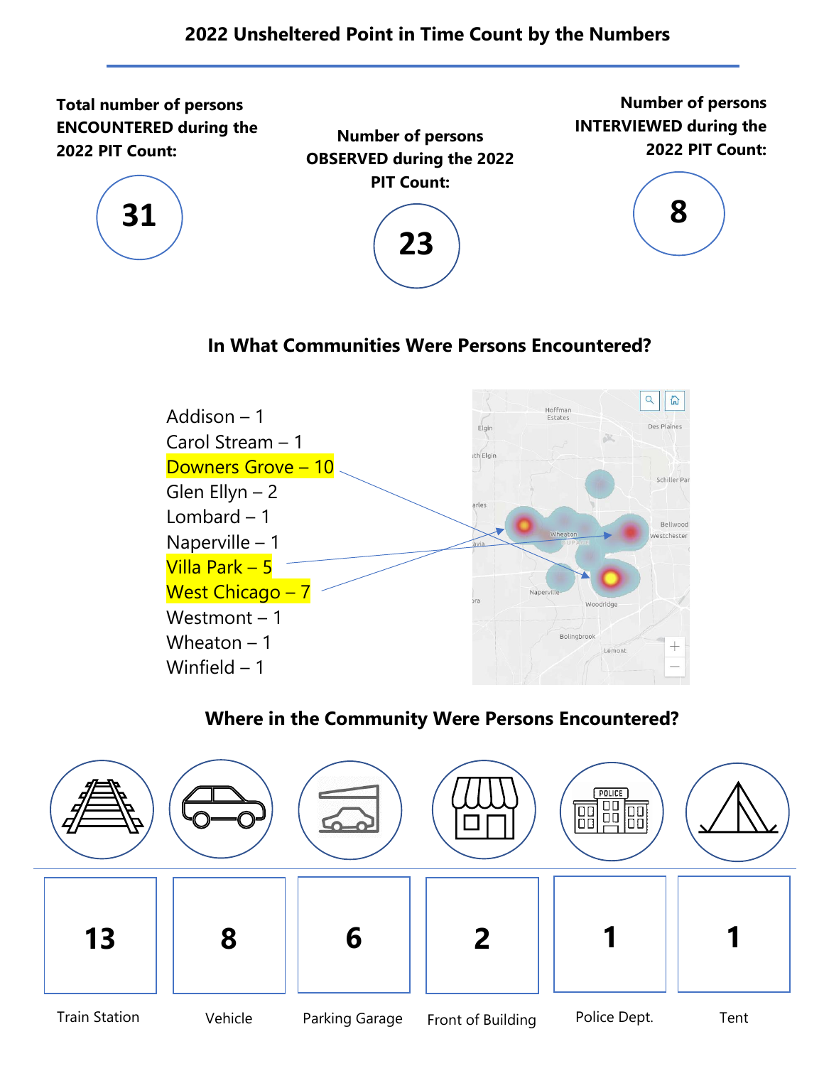## 2022 Unsheltered Point in Time Count by the Numbers

**Total number of persons ENCOUNTERED during the 2022 PIT Count:**

**31**

**Number of persons OBSERVED during the 2022 PIT Count:**

**23**

**Number of persons INTERVIEWED during the 2022 PIT Count:**

**8**

### In What Communities Were Persons Encountered?

- Addison – 1
- Carol Stream – 1
- Downers Grove – 10
- Glen Ellyn – 2
- Lombard – 1
- Naperville – 1
- Villa Park – 5
- West Chicago – 7
- Westmont – 1
- Wheaton – 1
- Winfield – 1

### Where in the Community Were Persons Encountered?

| Train Station | Vehicle | Parking Garage | Front of Building | Police Dept. | Tent |
|---|---|---|---|---|---|
| 13 | 8 | 6 | 2 | 1 | 1 |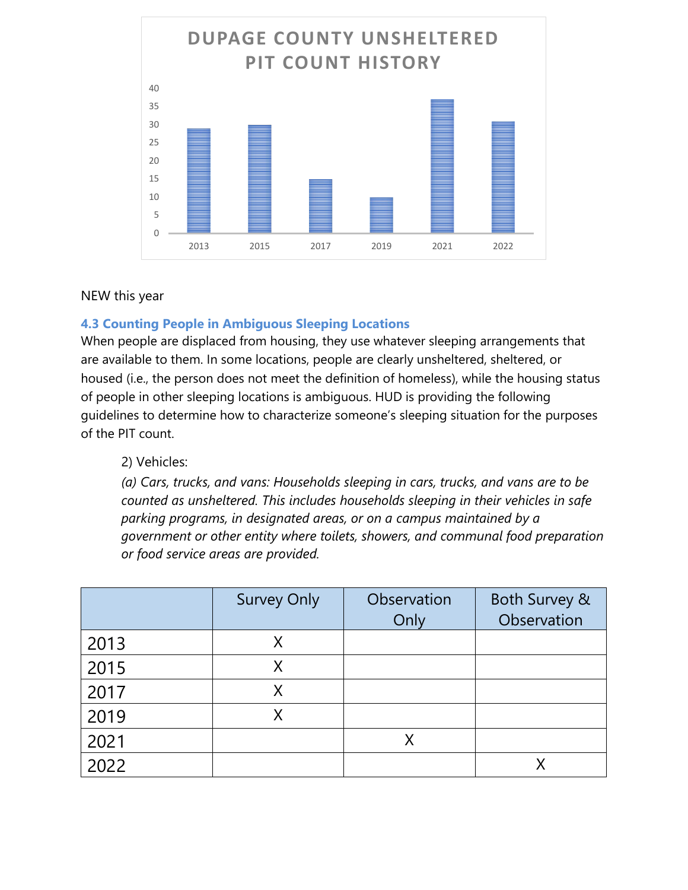DUPAGE COUNTY UNSHELTERED PIT COUNT HISTORY

40
35
30
25
20
15
10
5
0

2013
2015
2017
2019
2021
2022

NEW this year

### 4.3 Counting People in Ambiguous Sleeping Locations

When people are displaced from housing, they use whatever sleeping arrangements that are available to them. In some locations, people are clearly unsheltered, sheltered, or housed (i.e., the person does not meet the definition of homeless), while the housing status of people in other sleeping locations is ambiguous. HUD is providing the following guidelines to determine how to characterize someone's sleeping situation for the purposes of the PIT count.

> 2) Vehicles:
>
> *(a) Cars, trucks, and vans: Households sleeping in cars, trucks, and vans are to be counted as unsheltered. This includes households sleeping in their vehicles in safe parking programs, in designated areas, or on a campus maintained by a government or other entity where toilets, showers, and communal food preparation or food service areas are provided.*

| | Survey Only | Observation Only | Both Survey & Observation |
|---|---|---|---|
| 2013 | X | | |
| 2015 | X | | |
| 2017 | X | | |
| 2019 | X | | |
| 2021 | | X | |
| 2022 | | | X |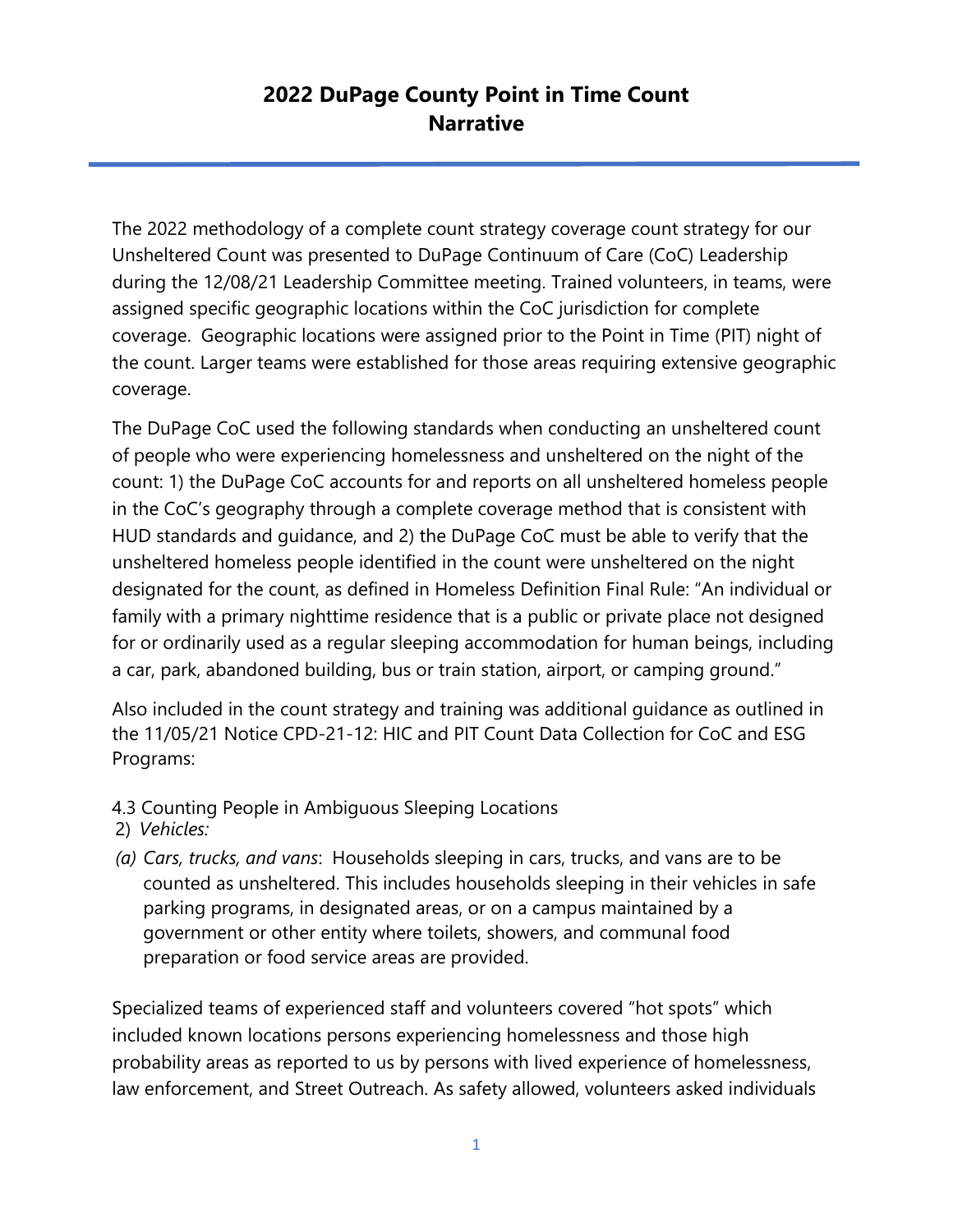# 2022 DuPage County Point in Time Count Narrative

The 2022 methodology of a complete count strategy coverage count strategy for our Unsheltered Count was presented to DuPage Continuum of Care (CoC) Leadership during the 12/08/21 Leadership Committee meeting. Trained volunteers, in teams, were assigned specific geographic locations within the CoC jurisdiction for complete coverage. Geographic locations were assigned prior to the Point in Time (PIT) night of the count. Larger teams were established for those areas requiring extensive geographic coverage.

The DuPage CoC used the following standards when conducting an unsheltered count of people who were experiencing homelessness and unsheltered on the night of the count: 1) the DuPage CoC accounts for and reports on all unsheltered homeless people in the CoC's geography through a complete coverage method that is consistent with HUD standards and guidance, and 2) the DuPage CoC must be able to verify that the unsheltered homeless people identified in the count were unsheltered on the night designated for the count, as defined in Homeless Definition Final Rule: "An individual or family with a primary nighttime residence that is a public or private place not designed for or ordinarily used as a regular sleeping accommodation for human beings, including a car, park, abandoned building, bus or train station, airport, or camping ground."

Also included in the count strategy and training was additional guidance as outlined in the 11/05/21 Notice CPD-21-12: HIC and PIT Count Data Collection for CoC and ESG Programs:

4.3 Counting People in Ambiguous Sleeping Locations

2) *Vehicles:*

*(a) Cars, trucks, and vans*: Households sleeping in cars, trucks, and vans are to be counted as unsheltered. This includes households sleeping in their vehicles in safe parking programs, in designated areas, or on a campus maintained by a government or other entity where toilets, showers, and communal food preparation or food service areas are provided.

Specialized teams of experienced staff and volunteers covered "hot spots" which included known locations persons experiencing homelessness and those high probability areas as reported to us by persons with lived experience of homelessness, law enforcement, and Street Outreach. As safety allowed, volunteers asked individuals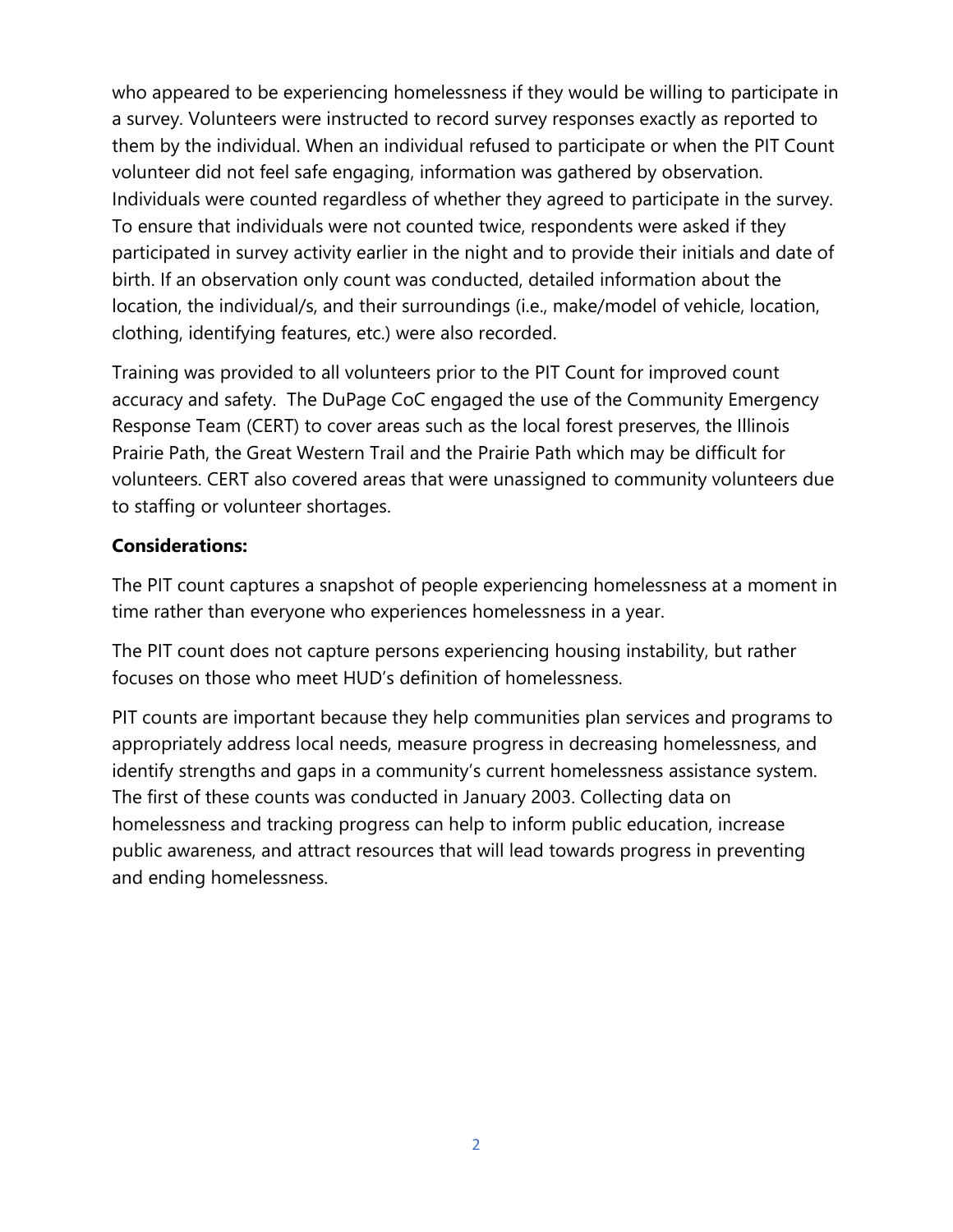who appeared to be experiencing homelessness if they would be willing to participate in a survey. Volunteers were instructed to record survey responses exactly as reported to them by the individual. When an individual refused to participate or when the PIT Count volunteer did not feel safe engaging, information was gathered by observation. Individuals were counted regardless of whether they agreed to participate in the survey. To ensure that individuals were not counted twice, respondents were asked if they participated in survey activity earlier in the night and to provide their initials and date of birth. If an observation only count was conducted, detailed information about the location, the individual/s, and their surroundings (i.e., make/model of vehicle, location, clothing, identifying features, etc.) were also recorded.

Training was provided to all volunteers prior to the PIT Count for improved count accuracy and safety. The DuPage CoC engaged the use of the Community Emergency Response Team (CERT) to cover areas such as the local forest preserves, the Illinois Prairie Path, the Great Western Trail and the Prairie Path which may be difficult for volunteers. CERT also covered areas that were unassigned to community volunteers due to staffing or volunteer shortages.

**Considerations:**

The PIT count captures a snapshot of people experiencing homelessness at a moment in time rather than everyone who experiences homelessness in a year.

The PIT count does not capture persons experiencing housing instability, but rather focuses on those who meet HUD's definition of homelessness.

PIT counts are important because they help communities plan services and programs to appropriately address local needs, measure progress in decreasing homelessness, and identify strengths and gaps in a community's current homelessness assistance system. The first of these counts was conducted in January 2003. Collecting data on homelessness and tracking progress can help to inform public education, increase public awareness, and attract resources that will lead towards progress in preventing and ending homelessness.